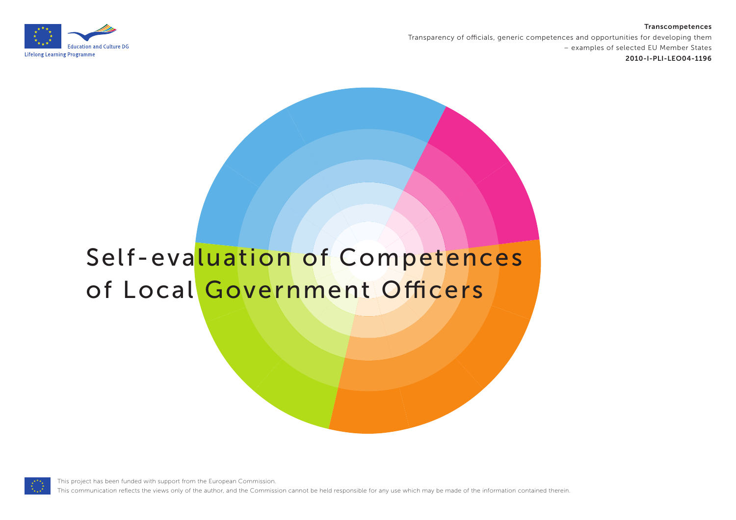Education and Culture DG

Lifelong Learning Programme

**Transcompetences**

Transparency of officials, generic competences and opportunities for developing them – examples of selected EU Member States

**2010-I-PLI-LEO04-1196**

# Self-evaluation of Competences of Local Government Officers

This project has been funded with support from the European Commission.

This communication reflects the views only of the author, and the Commission cannot be held responsible for any use which may be made of the information contained therein.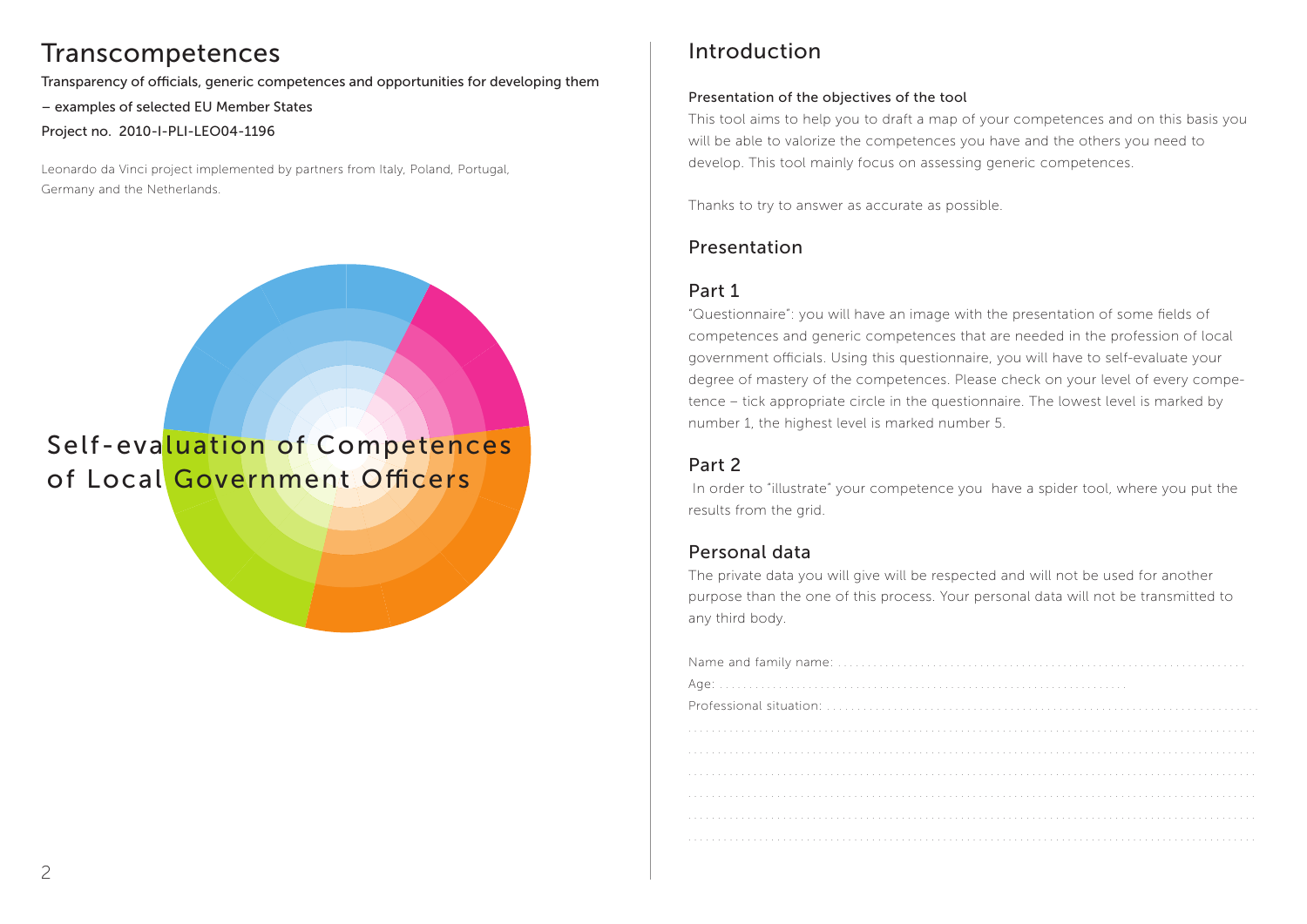# Transcompetences

Transparency of officials, generic competences and opportunities for developing them

– examples of selected EU Member States

Project no. 2010-I-PLI-LEO04-1196

Leonardo da Vinci project implemented by partners from Italy, Poland, Portugal, Germany and the Netherlands.

Self-evaluation of Competences of Local Government Officers

## Introduction

### Presentation of the objectives of the tool

This tool aims to help you to draft a map of your competences and on this basis you will be able to valorize the competences you have and the others you need to develop. This tool mainly focus on assessing generic competences.

Thanks to try to answer as accurate as possible.

## Presentation

### Part 1

"Questionnaire": you will have an image with the presentation of some fields of competences and generic competences that are needed in the profession of local government officials. Using this questionnaire, you will have to self-evaluate your degree of mastery of the competences. Please check on your level of every competence – tick appropriate circle in the questionnaire. The lowest level is marked by number 1, the highest level is marked number 5.

### Part 2

In order to "illustrate" your competence you have a spider tool, where you put the results from the grid.

### Personal data

The private data you will give will be respected and will not be used for another purpose than the one of this process. Your personal data will not be transmitted to any third body.

Name and family name: ....................................................................

Age: ....................................................................

Professional situation: ....................................................................

....................................................................

....................................................................

....................................................................

....................................................................

....................................................................

....................................................................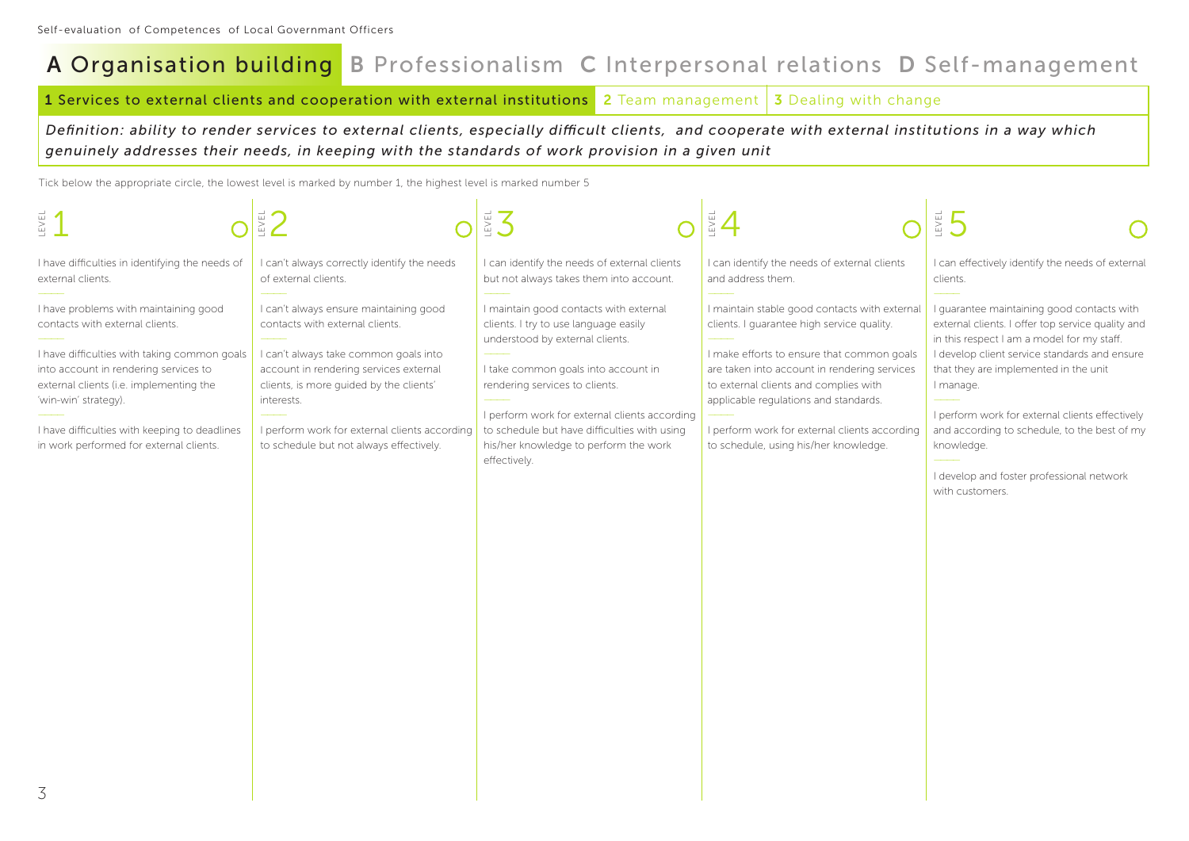# A Organisation building | B Professionalism | C Interpersonal relations | D Self-management

## 1 Services to external clients and cooperation with external institutions | 2 Team management | 3 Dealing with change

*Definition: ability to render services to external clients, especially difficult clients, and cooperate with external institutions in a way which genuinely addresses their needs, in keeping with the standards of work provision in a given unit*

Tick below the appropriate circle, the lowest level is marked by number 1, the highest level is marked number 5

| LEVEL 1 ○ | LEVEL 2 ○ | LEVEL 3 ○ | LEVEL 4 ○ | LEVEL 5 ○ |
| --- | --- | --- | --- | --- |
| I have difficulties in identifying the needs of external clients. | I can't always correctly identify the needs of external clients. | I can identify the needs of external clients but not always takes them into account. | I can identify the needs of external clients and address them. | I can effectively identify the needs of external clients. |
| I have problems with maintaining good contacts with external clients. | I can't always ensure maintaining good contacts with external clients. | I maintain good contacts with external clients. I try to use language easily understood by external clients. | I maintain stable good contacts with external clients. I guarantee high service quality. | I guarantee maintaining good contacts with external clients. I offer top service quality and in this respect I am a model for my staff. I develop client service standards and ensure that they are implemented in the unit I manage. |
| I have difficulties with taking common goals into account in rendering services to external clients (i.e. implementing the 'win-win' strategy). | I can't always take common goals into account in rendering services external clients, is more guided by the clients' interests. | I take common goals into account in rendering services to clients. | I make efforts to ensure that common goals are taken into account in rendering services to external clients and complies with applicable regulations and standards. | I perform work for external clients effectively and according to schedule, to the best of my knowledge. |
| I have difficulties with keeping to deadlines in work performed for external clients. | I perform work for external clients according to schedule but not always effectively. | I perform work for external clients according to schedule but have difficulties with using his/her knowledge to perform the work effectively. | I perform work for external clients according to schedule, using his/her knowledge. | I develop and foster professional network with customers. |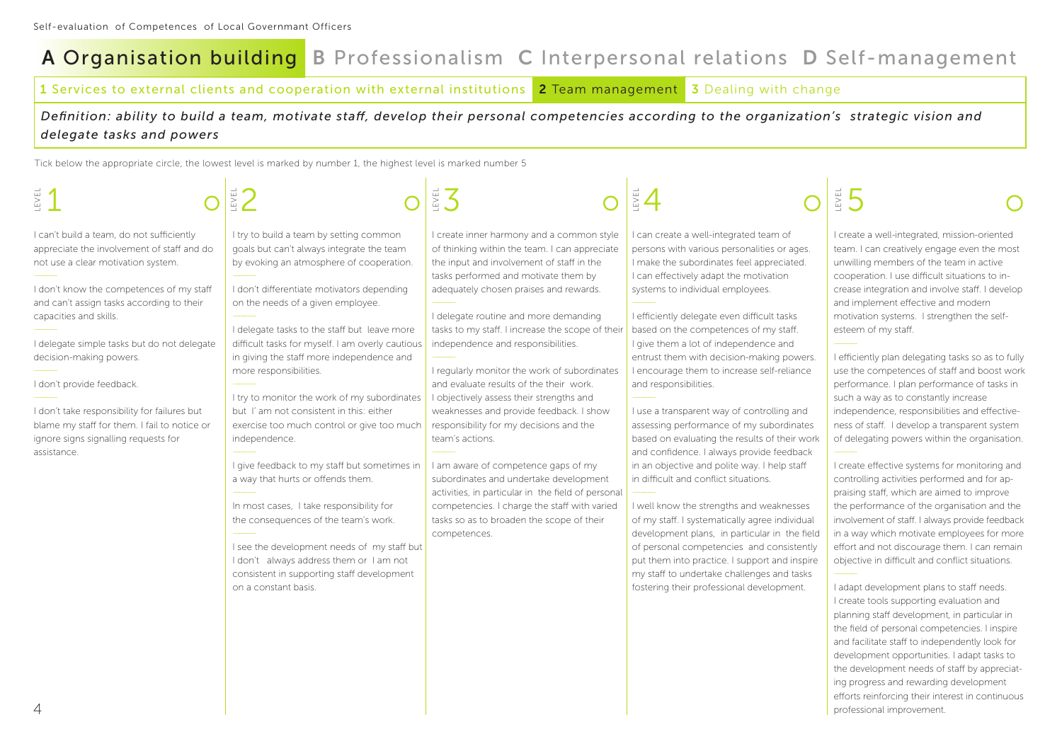# A Organisation building B Professionalism C Interpersonal relations D Self-management

## 1 Services to external clients and cooperation with external institutions **2 Team management** 3 Dealing with change

*Definition: ability to build a team, motivate staff, develop their personal competencies according to the organization's strategic vision and delegate tasks and powers*

Tick below the appropriate circle, the lowest level is marked by number 1, the highest level is marked number 5

### LEVEL 1 ○

I can't build a team, do not sufficiently appreciate the involvement of staff and do not use a clear motivation system.

I don't know the competences of my staff and can't assign tasks according to their capacities and skills.

I delegate simple tasks but do not delegate decision-making powers.

I don't provide feedback.

I don't take responsibility for failures but blame my staff for them. I fail to notice or ignore signs signalling requests for assistance.

### LEVEL 2 ○

I try to build a team by setting common goals but can't always integrate the team by evoking an atmosphere of cooperation.

I don't differentiate motivators depending on the needs of a given employee.

I delegate tasks to the staff but leave more difficult tasks for myself. I am overly cautious in giving the staff more independence and more responsibilities.

I try to monitor the work of my subordinates but I´ am not consistent in this: either exercise too much control or give too much independence.

I give feedback to my staff but sometimes in a way that hurts or offends them.

In most cases, I take responsibility for the consequences of the team's work.

I see the development needs of my staff but I don't always address them or I am not consistent in supporting staff development on a constant basis.

### LEVEL 3 ○

I create inner harmony and a common style of thinking within the team. I can appreciate the input and involvement of staff in the tasks performed and motivate them by adequately chosen praises and rewards.

I delegate routine and more demanding tasks to my staff. I increase the scope of their independence and responsibilities.

I regularly monitor the work of subordinates and evaluate results of the their work. I objectively assess their strengths and weaknesses and provide feedback. I show responsibility for my decisions and the team's actions.

I am aware of competence gaps of my subordinates and undertake development activities, in particular in the field of personal competencies. I charge the staff with varied tasks so as to broaden the scope of their competences.

### LEVEL 4 ○

I can create a well-integrated team of persons with various personalities or ages. I make the subordinates feel appreciated. I can effectively adapt the motivation systems to individual employees.

I efficiently delegate even difficult tasks based on the competences of my staff. I give them a lot of independence and entrust them with decision-making powers. I encourage them to increase self-reliance and responsibilities.

I use a transparent way of controlling and assessing performance of my subordinates based on evaluating the results of their work and confidence. I always provide feedback in an objective and polite way. I help staff in difficult and conflict situations.

I well know the strengths and weaknesses of my staff. I systematically agree individual development plans, in particular in the field of personal competencies and consistently put them into practice. I support and inspire my staff to undertake challenges and tasks fostering their professional development.

### LEVEL 5 ○

I create a well-integrated, mission-oriented team. I can creatively engage even the most unwilling members of the team in active cooperation. I use difficult situations to increase integration and involve staff. I develop and implement effective and modern motivation systems. I strengthen the self-esteem of my staff.

I efficiently plan delegating tasks so as to fully use the competences of staff and boost work performance. I plan performance of tasks in such a way as to constantly increase independence, responsibilities and effectiveness of staff. I develop a transparent system of delegating powers within the organisation.

I create effective systems for monitoring and controlling activities performed and for appraising staff, which are aimed to improve the performance of the organisation and the involvement of staff. I always provide feedback in a way which motivate employees for more effort and not discourage them. I can remain objective in difficult and conflict situations.

I adapt development plans to staff needs. I create tools supporting evaluation and planning staff development, in particular in the field of personal competencies. I inspire and facilitate staff to independently look for development opportunities. I adapt tasks to the development needs of staff by appreciating progress and rewarding development efforts reinforcing their interest in continuous professional improvement.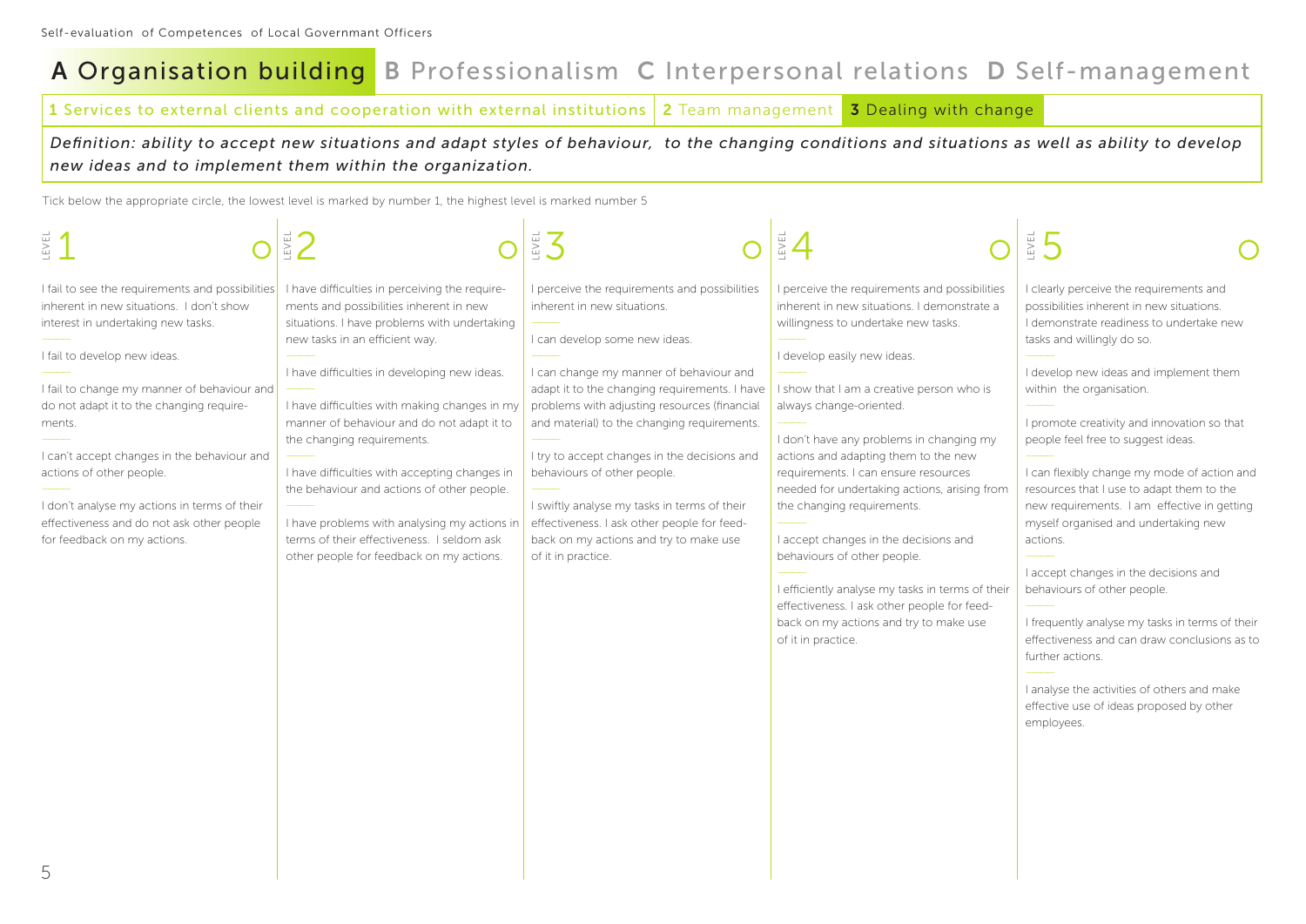# A Organisation building  B Professionalism  C Interpersonal relations  D Self-management

**1** Services to external clients and cooperation with external institutions | **2** Team management | **3 Dealing with change**

*Definition: ability to accept new situations and adapt styles of behaviour, to the changing conditions and situations as well as ability to develop new ideas and to implement them within the organization.*

Tick below the appropriate circle, the lowest level is marked by number 1, the highest level is marked number 5

## LEVEL 1 ○

I fail to see the requirements and possibilities inherent in new situations. I don't show interest in undertaking new tasks.

I fail to develop new ideas.

I fail to change my manner of behaviour and do not adapt it to the changing requirements.

I can't accept changes in the behaviour and actions of other people.

I don't analyse my actions in terms of their effectiveness and do not ask other people for feedback on my actions.

## LEVEL 2 ○

I have difficulties in perceiving the requirements and possibilities inherent in new situations. I have problems with undertaking new tasks in an efficient way.

I have difficulties in developing new ideas.

I have difficulties with making changes in my manner of behaviour and do not adapt it to the changing requirements.

I have difficulties with accepting changes in the behaviour and actions of other people.

I have problems with analysing my actions in terms of their effectiveness. I seldom ask other people for feedback on my actions.

## LEVEL 3 ○

I perceive the requirements and possibilities inherent in new situations.

I can develop some new ideas.

I can change my manner of behaviour and adapt it to the changing requirements. I have problems with adjusting resources (financial and material) to the changing requirements.

I try to accept changes in the decisions and behaviours of other people.

I swiftly analyse my tasks in terms of their effectiveness. I ask other people for feedback on my actions and try to make use of it in practice.

## LEVEL 4 ○

I perceive the requirements and possibilities inherent in new situations. I demonstrate a willingness to undertake new tasks.

I develop easily new ideas.

I show that I am a creative person who is always change-oriented.

I don't have any problems in changing my actions and adapting them to the new requirements. I can ensure resources needed for undertaking actions, arising from the changing requirements.

I accept changes in the decisions and behaviours of other people.

I efficiently analyse my tasks in terms of their effectiveness. I ask other people for feedback on my actions and try to make use of it in practice.

## LEVEL 5 ○

I clearly perceive the requirements and possibilities inherent in new situations. I demonstrate readiness to undertake new tasks and willingly do so.

I develop new ideas and implement them within the organisation.

I promote creativity and innovation so that people feel free to suggest ideas.

I can flexibly change my mode of action and resources that I use to adapt them to the new requirements. I am effective in getting myself organised and undertaking new actions.

I accept changes in the decisions and behaviours of other people.

I frequently analyse my tasks in terms of their effectiveness and can draw conclusions as to further actions.

I analyse the activities of others and make effective use of ideas proposed by other employees.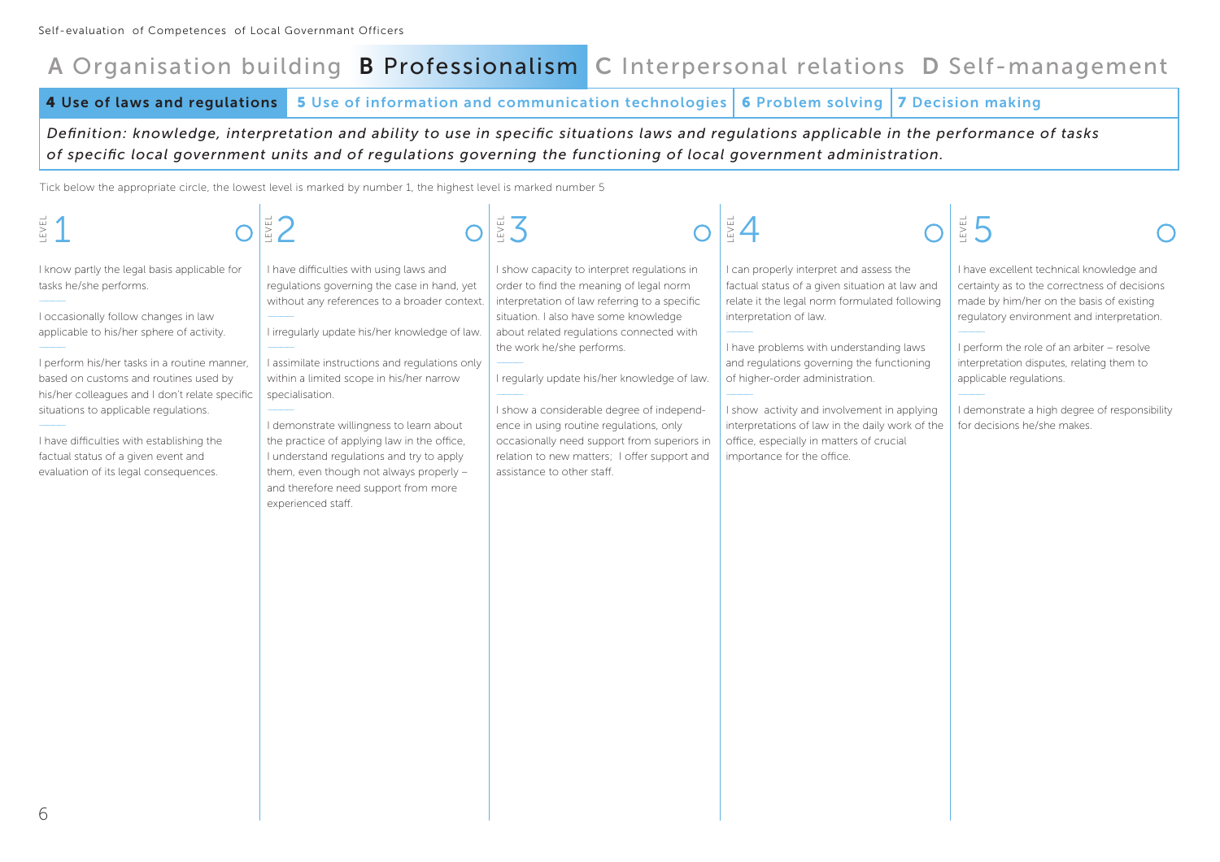A Organisation building **B Professionalism** C Interpersonal relations D Self-management

**4 Use of laws and regulations** | 5 Use of information and communication technologies | 6 Problem solving | 7 Decision making

*Definition: knowledge, interpretation and ability to use in specific situations laws and regulations applicable in the performance of tasks of specific local government units and of regulations governing the functioning of local government administration.*

Tick below the appropriate circle, the lowest level is marked by number 1, the highest level is marked number 5

## LEVEL 1 ○

I know partly the legal basis applicable for tasks he/she performs.

I occasionally follow changes in law applicable to his/her sphere of activity.

I perform his/her tasks in a routine manner, based on customs and routines used by his/her colleagues and I don't relate specific situations to applicable regulations.

I have difficulties with establishing the factual status of a given event and evaluation of its legal consequences.

## LEVEL 2 ○

I have difficulties with using laws and regulations governing the case in hand, yet without any references to a broader context.

I irregularly update his/her knowledge of law.

I assimilate instructions and regulations only within a limited scope in his/her narrow specialisation.

I demonstrate willingness to learn about the practice of applying law in the office, I understand regulations and try to apply them, even though not always properly – and therefore need support from more experienced staff.

## LEVEL 3 ○

I show capacity to interpret regulations in order to find the meaning of legal norm interpretation of law referring to a specific situation. I also have some knowledge about related regulations connected with the work he/she performs.

I regularly update his/her knowledge of law.

I show a considerable degree of independence in using routine regulations, only occasionally need support from superiors in relation to new matters; I offer support and assistance to other staff.

## LEVEL 4 ○

I can properly interpret and assess the factual status of a given situation at law and relate it the legal norm formulated following interpretation of law.

I have problems with understanding laws and regulations governing the functioning of higher-order administration.

I show activity and involvement in applying interpretations of law in the daily work of the office, especially in matters of crucial importance for the office.

## LEVEL 5 ○

I have excellent technical knowledge and certainty as to the correctness of decisions made by him/her on the basis of existing regulatory environment and interpretation.

I perform the role of an arbiter – resolve interpretation disputes, relating them to applicable regulations.

I demonstrate a high degree of responsibility for decisions he/she makes.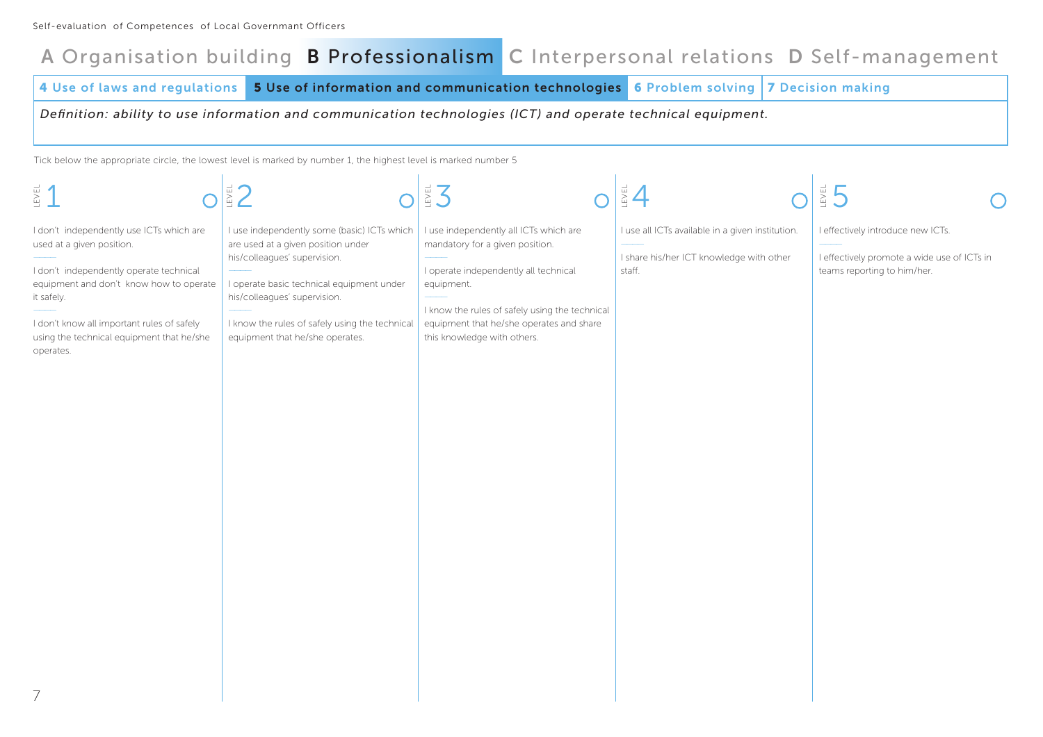A Organisation building **B Professionalism** C Interpersonal relations D Self-management

4 Use of laws and regulations | **5 Use of information and communication technologies** | 6 Problem solving | 7 Decision making

*Definition: ability to use information and communication technologies (ICT) and operate technical equipment.*

Tick below the appropriate circle, the lowest level is marked by number 1, the highest level is marked number 5

| LEVEL 1 ○ | LEVEL 2 ○ | LEVEL 3 ○ | LEVEL 4 ○ | LEVEL 5 ○ |
|---|---|---|---|---|
| I don't independently use ICTs which are used at a given position.<br>———<br>I don't independently operate technical equipment and don't know how to operate it safely.<br>———<br>I don't know all important rules of safely using the technical equipment that he/she operates. | I use independently some (basic) ICTs which are used at a given position under his/colleagues' supervision.<br>———<br>I operate basic technical equipment under his/colleagues' supervision.<br>———<br>I know the rules of safely using the technical equipment that he/she operates. | I use independently all ICTs which are mandatory for a given position.<br>———<br>I operate independently all technical equipment.<br>———<br>I know the rules of safely using the technical equipment that he/she operates and share this knowledge with others. | I use all ICTs available in a given institution.<br>———<br>I share his/her ICT knowledge with other staff. | I effectively introduce new ICTs.<br>———<br>I effectively promote a wide use of ICTs in teams reporting to him/her. |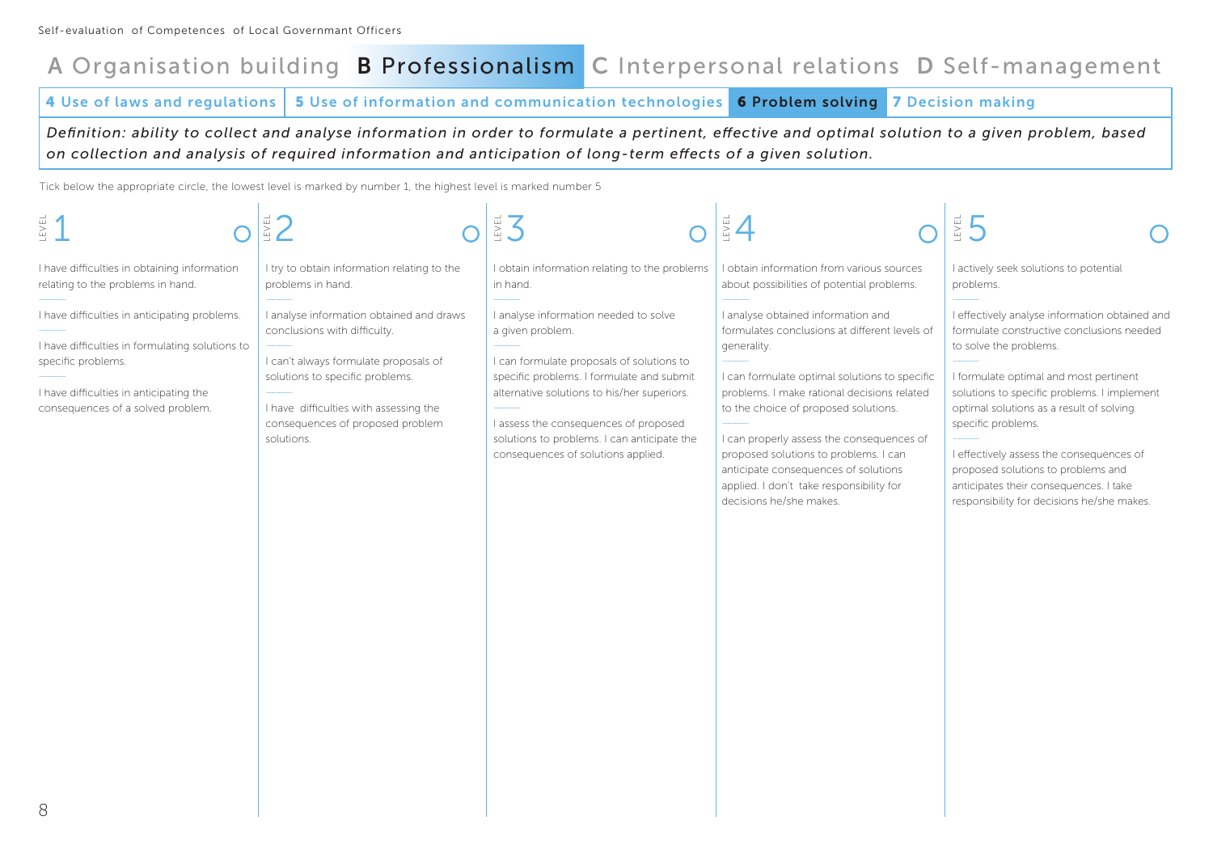Self-evaluation of Competences of Local Governmant Officers

# A Organisation building | **B Professionalism** | C Interpersonal relations | D Self-management

## 4 Use of laws and regulations | 5 Use of information and communication technologies | **6 Problem solving** | 7 Decision making

*Definition: ability to collect and analyse information in order to formulate a pertinent, effective and optimal solution to a given problem, based on collection and analysis of required information and anticipation of long-term effects of a given solution.*

Tick below the appropriate circle, the lowest level is marked by number 1, the highest level is marked number 5

| LEVEL 1 ○ | LEVEL 2 ○ | LEVEL 3 ○ | LEVEL 4 ○ | LEVEL 5 ○ |
|---|---|---|---|---|
| I have difficulties in obtaining information relating to the problems in hand.<br>I have difficulties in anticipating problems.<br>I have difficulties in formulating solutions to specific problems.<br>I have difficulties in anticipating the consequences of a solved problem. | I try to obtain information relating to the problems in hand.<br>I analyse information obtained and draws conclusions with difficulty.<br>I can't always formulate proposals of solutions to specific problems.<br>I have difficulties with assessing the consequences of proposed problem solutions. | I obtain information relating to the problems in hand.<br>I analyse information needed to solve a given problem.<br>I can formulate proposals of solutions to specific problems. I formulate and submit alternative solutions to his/her superiors.<br>I assess the consequences of proposed solutions to problems. I can anticipate the consequences of solutions applied. | I obtain information from various sources about possibilities of potential problems.<br>I analyse obtained information and formulates conclusions at different levels of generality.<br>I can formulate optimal solutions to specific problems. I make rational decisions related to the choice of proposed solutions.<br>I can properly assess the consequences of proposed solutions to problems. I can anticipate consequences of solutions applied. I don't take responsibility for decisions he/she makes. | I actively seek solutions to potential problems.<br>I effectively analyse information obtained and formulate constructive conclusions needed to solve the problems.<br>I formulate optimal and most pertinent solutions to specific problems. I implement optimal solutions as a result of solving specific problems.<br>I effectively assess the consequences of proposed solutions to problems and anticipates their consequences. I take responsibility for decisions he/she makes. |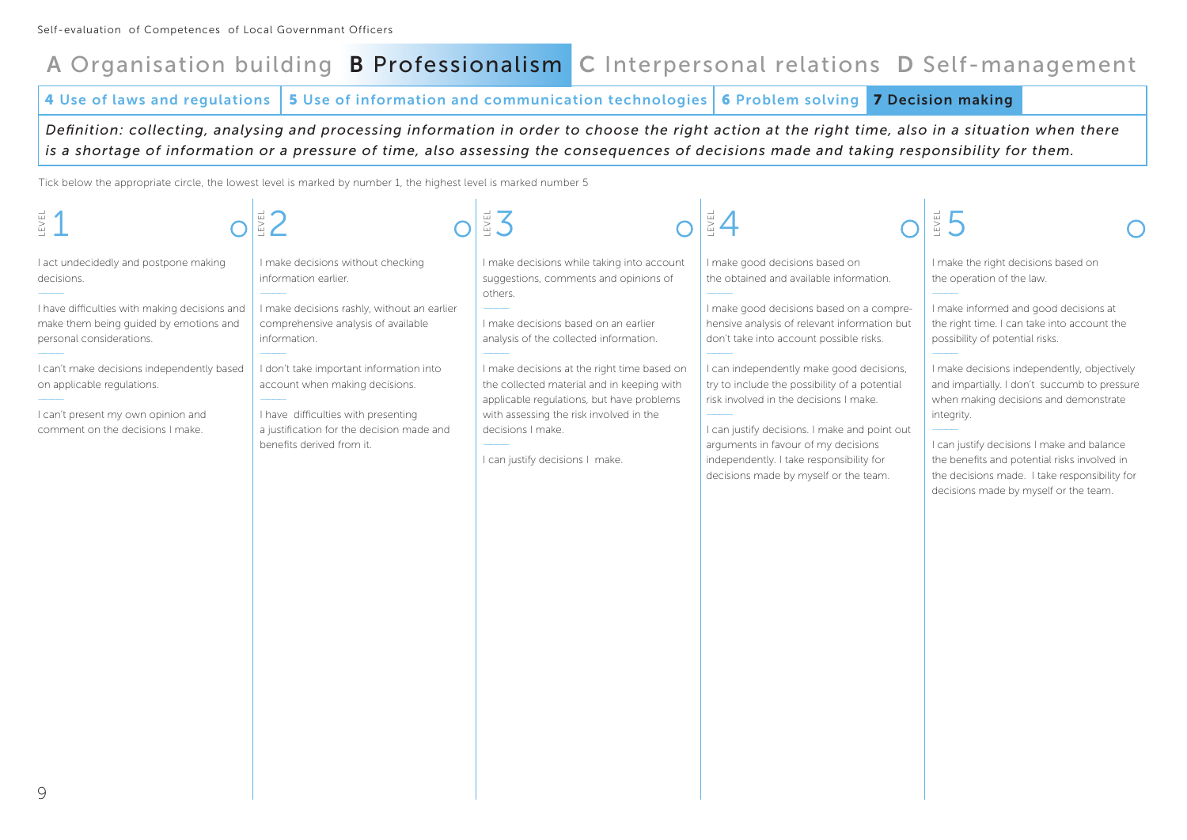Self-evaluation of Competences of Local Governmant Officers

# A Organisation building **B Professionalism** C Interpersonal relations D Self-management

**4** Use of laws and regulations | **5** Use of information and communication technologies | **6** Problem solving | **7 Decision making**

*Definition: collecting, analysing and processing information in order to choose the right action at the right time, also in a situation when there is a shortage of information or a pressure of time, also assessing the consequences of decisions made and taking responsibility for them.*

Tick below the appropriate circle, the lowest level is marked by number 1, the highest level is marked number 5

## LEVEL 1 ○

I act undecidedly and postpone making decisions.

I have difficulties with making decisions and make them being guided by emotions and personal considerations.

I can't make decisions independently based on applicable regulations.

I can't present my own opinion and comment on the decisions I make.

## LEVEL 2 ○

I make decisions without checking information earlier.

I make decisions rashly, without an earlier comprehensive analysis of available information.

I don't take important information into account when making decisions.

I have difficulties with presenting a justification for the decision made and benefits derived from it.

## LEVEL 3 ○

I make decisions while taking into account suggestions, comments and opinions of others.

I make decisions based on an earlier analysis of the collected information.

I make decisions at the right time based on the collected material and in keeping with applicable regulations, but have problems with assessing the risk involved in the decisions I make.

I can justify decisions I make.

## LEVEL 4 ○

I make good decisions based on the obtained and available information.

I make good decisions based on a comprehensive analysis of relevant information but don't take into account possible risks.

I can independently make good decisions, try to include the possibility of a potential risk involved in the decisions I make.

I can justify decisions. I make and point out arguments in favour of my decisions independently. I take responsibility for decisions made by myself or the team.

## LEVEL 5 ○

I make the right decisions based on the operation of the law.

I make informed and good decisions at the right time. I can take into account the possibility of potential risks.

I make decisions independently, objectively and impartially. I don't succumb to pressure when making decisions and demonstrate integrity.

I can justify decisions I make and balance the benefits and potential risks involved in the decisions made. I take responsibility for decisions made by myself or the team.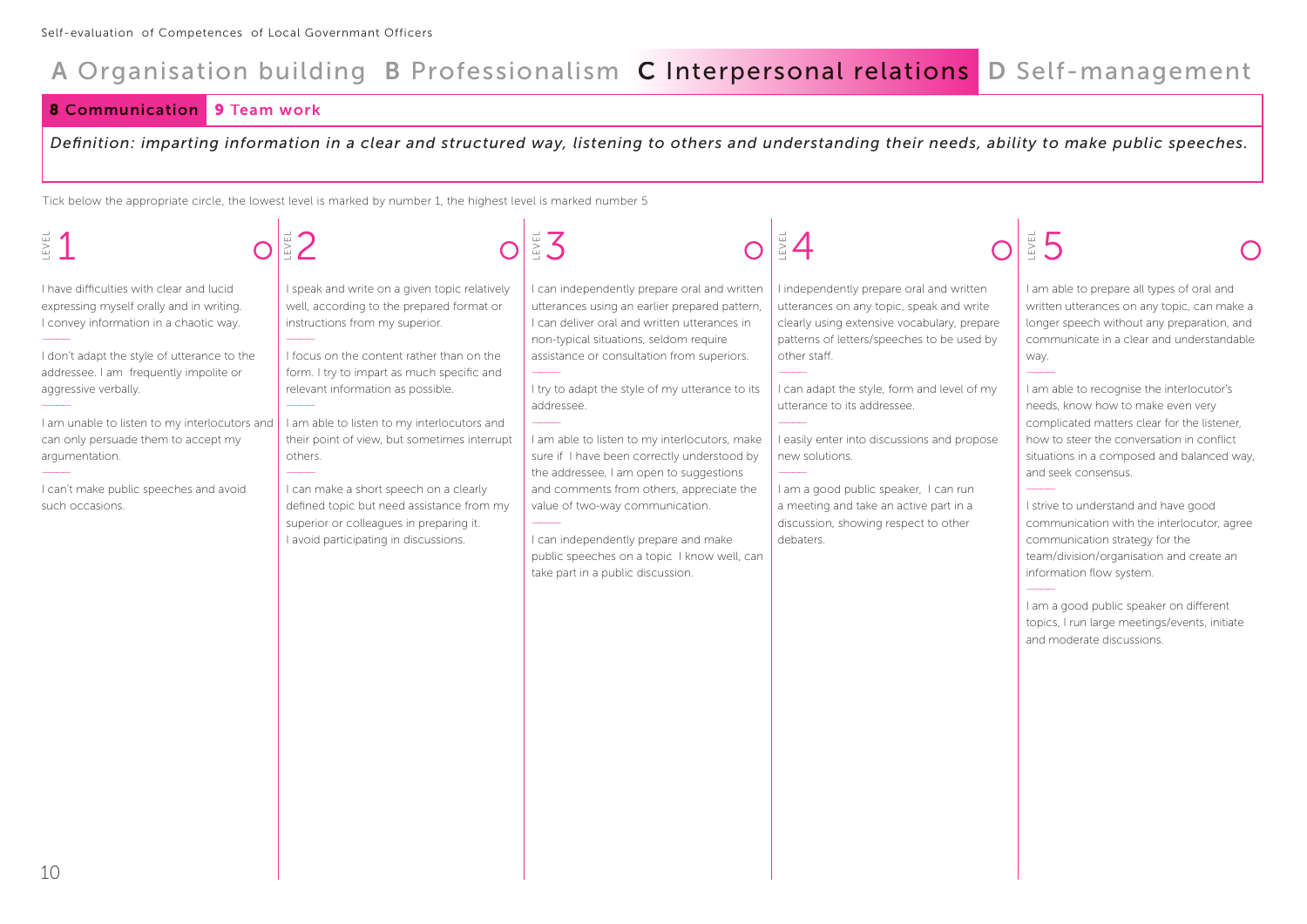A Organisation building B Professionalism **C Interpersonal relations** D Self-management

**8 Communication** 9 Team work

*Definition: imparting information in a clear and structured way, listening to others and understanding their needs, ability to make public speeches.*

Tick below the appropriate circle, the lowest level is marked by number 1, the highest level is marked number 5

## LEVEL 1 ○

I have difficulties with clear and lucid expressing myself orally and in writing. I convey information in a chaotic way.

I don't adapt the style of utterance to the addressee. I am frequently impolite or aggressive verbally.

I am unable to listen to my interlocutors and can only persuade them to accept my argumentation.

I can't make public speeches and avoid such occasions.

## LEVEL 2 ○

I speak and write on a given topic relatively well, according to the prepared format or instructions from my superior.

I focus on the content rather than on the form. I try to impart as much specific and relevant information as possible.

I am able to listen to my interlocutors and their point of view, but sometimes interrupt others.

I can make a short speech on a clearly defined topic but need assistance from my superior or colleagues in preparing it. I avoid participating in discussions.

## LEVEL 3 ○

I can independently prepare oral and written utterances using an earlier prepared pattern, I can deliver oral and written utterances in non-typical situations, seldom require assistance or consultation from superiors.

I try to adapt the style of my utterance to its addressee.

I am able to listen to my interlocutors, make sure if I have been correctly understood by the addressee, I am open to suggestions and comments from others, appreciate the value of two-way communication.

I can independently prepare and make public speeches on a topic I know well, can take part in a public discussion.

## LEVEL 4 ○

I independently prepare oral and written utterances on any topic, speak and write clearly using extensive vocabulary, prepare patterns of letters/speeches to be used by other staff.

I can adapt the style, form and level of my utterance to its addressee.

I easily enter into discussions and propose new solutions.

I am a good public speaker, I can run a meeting and take an active part in a discussion, showing respect to other debaters.

## LEVEL 5 ○

I am able to prepare all types of oral and written utterances on any topic, can make a longer speech without any preparation, and communicate in a clear and understandable way.

I am able to recognise the interlocutor's needs, know how to make even very complicated matters clear for the listener, how to steer the conversation in conflict situations in a composed and balanced way, and seek consensus.

I strive to understand and have good communication with the interlocutor, agree communication strategy for the team/division/organisation and create an information flow system.

I am a good public speaker on different topics, I run large meetings/events, initiate and moderate discussions.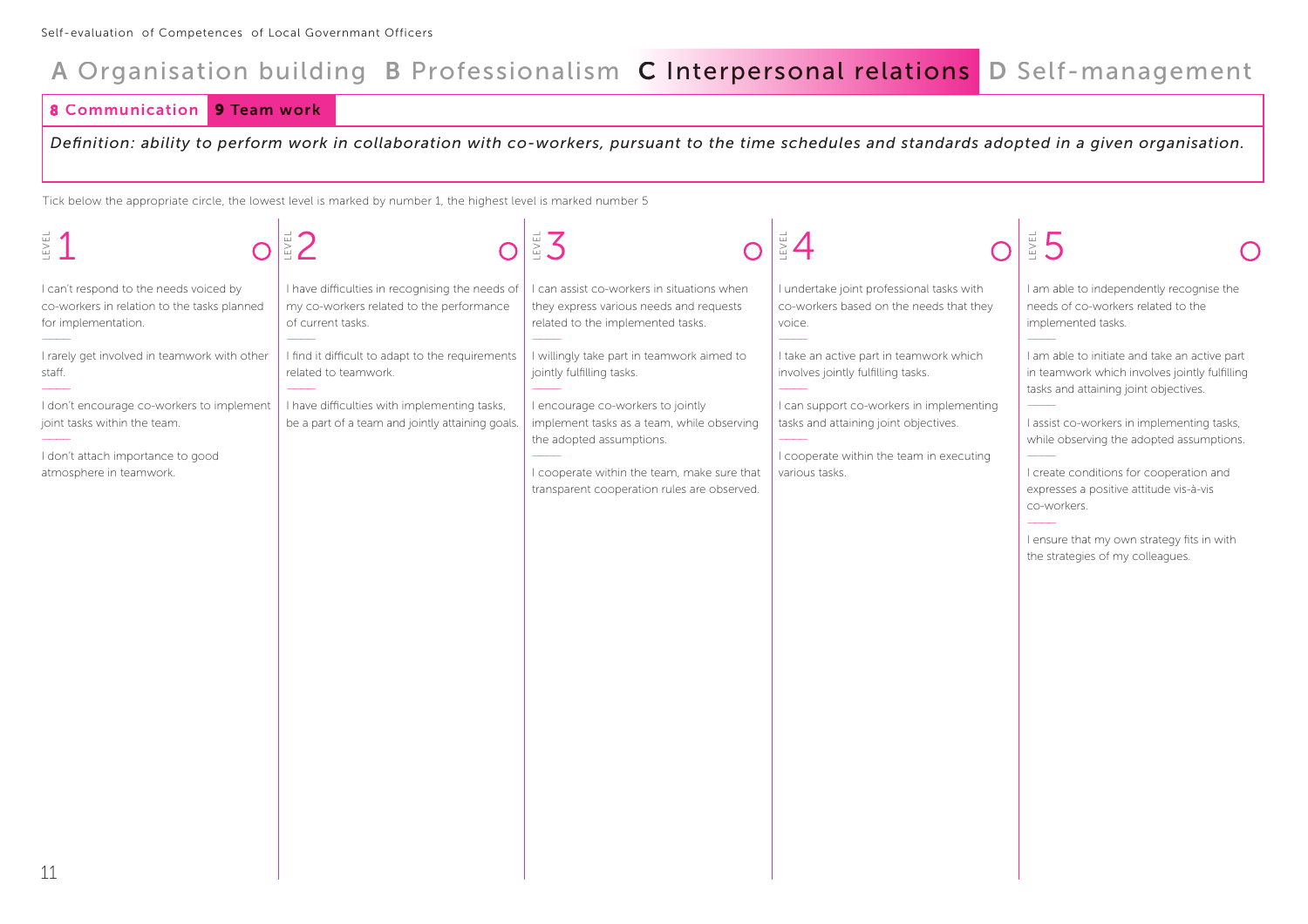# A Organisation building B Professionalism C Interpersonal relations D Self-management

## 8 Communication 9 Team work

*Definition: ability to perform work in collaboration with co-workers, pursuant to the time schedules and standards adopted in a given organisation.*

Tick below the appropriate circle, the lowest level is marked by number 1, the highest level is marked number 5

### LEVEL 1 ○

I can't respond to the needs voiced by co-workers in relation to the tasks planned for implementation.

I rarely get involved in teamwork with other staff.

I don't encourage co-workers to implement joint tasks within the team.

I don't attach importance to good atmosphere in teamwork.

### LEVEL 2 ○

I have difficulties in recognising the needs of my co-workers related to the performance of current tasks.

I find it difficult to adapt to the requirements related to teamwork.

I have difficulties with implementing tasks, be a part of a team and jointly attaining goals.

### LEVEL 3 ○

I can assist co-workers in situations when they express various needs and requests related to the implemented tasks.

I willingly take part in teamwork aimed to jointly fulfilling tasks.

I encourage co-workers to jointly implement tasks as a team, while observing the adopted assumptions.

I cooperate within the team, make sure that transparent cooperation rules are observed.

### LEVEL 4 ○

I undertake joint professional tasks with co-workers based on the needs that they voice.

I take an active part in teamwork which involves jointly fulfilling tasks.

I can support co-workers in implementing tasks and attaining joint objectives.

I cooperate within the team in executing various tasks.

### LEVEL 5 ○

I am able to independently recognise the needs of co-workers related to the implemented tasks.

I am able to initiate and take an active part in teamwork which involves jointly fulfilling tasks and attaining joint objectives.

I assist co-workers in implementing tasks, while observing the adopted assumptions.

I create conditions for cooperation and expresses a positive attitude vis-à-vis co-workers.

I ensure that my own strategy fits in with the strategies of my colleagues.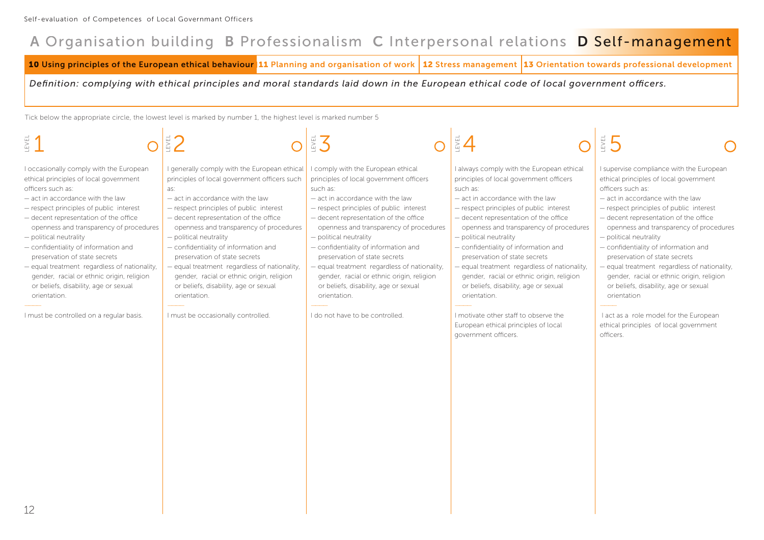# A Organisation building B Professionalism C Interpersonal relations **D Self-management**

**10 Using principles of the European ethical behaviour** | 11 Planning and organisation of work | 12 Stress management | 13 Orientation towards professional development

*Definition: complying with ethical principles and moral standards laid down in the European ethical code of local government officers.*

Tick below the appropriate circle, the lowest level is marked by number 1, the highest level is marked number 5

## LEVEL 1 ○

I occasionally comply with the European ethical principles of local government officers such as:

- act in accordance with the law
- respect principles of public interest
- decent representation of the office openness and transparency of procedures
- political neutrality
- confidentiality of information and preservation of state secrets
- equal treatment regardless of nationality, gender, racial or ethnic origin, religion or beliefs, disability, age or sexual orientation.

I must be controlled on a regular basis.

## LEVEL 2 ○

I generally comply with the European ethical principles of local government officers such as:

- act in accordance with the law
- respect principles of public interest
- decent representation of the office openness and transparency of procedures
- political neutrality
- confidentiality of information and preservation of state secrets
- equal treatment regardless of nationality, gender, racial or ethnic origin, religion or beliefs, disability, age or sexual orientation.

I must be occasionally controlled.

## LEVEL 3 ○

I comply with the European ethical principles of local government officers such as:

- act in accordance with the law
- respect principles of public interest
- decent representation of the office openness and transparency of procedures
- political neutrality
- confidentiality of information and preservation of state secrets
- equal treatment regardless of nationality, gender, racial or ethnic origin, religion or beliefs, disability, age or sexual orientation.

I do not have to be controlled.

## LEVEL 4 ○

I always comply with the European ethical principles of local government officers such as:

- act in accordance with the law
- respect principles of public interest
- decent representation of the office openness and transparency of procedures
- political neutrality
- confidentiality of information and preservation of state secrets
- equal treatment regardless of nationality, gender, racial or ethnic origin, religion or beliefs, disability, age or sexual orientation.

I motivate other staff to observe the European ethical principles of local government officers.

## LEVEL 5 ○

I supervise compliance with the European ethical principles of local government officers such as:

- act in accordance with the law
- respect principles of public interest
- decent representation of the office openness and transparency of procedures
- political neutrality
- confidentiality of information and preservation of state secrets
- equal treatment regardless of nationality, gender, racial or ethnic origin, religion or beliefs, disability, age or sexual orientation

I act as a role model for the European ethical principles of local government officers.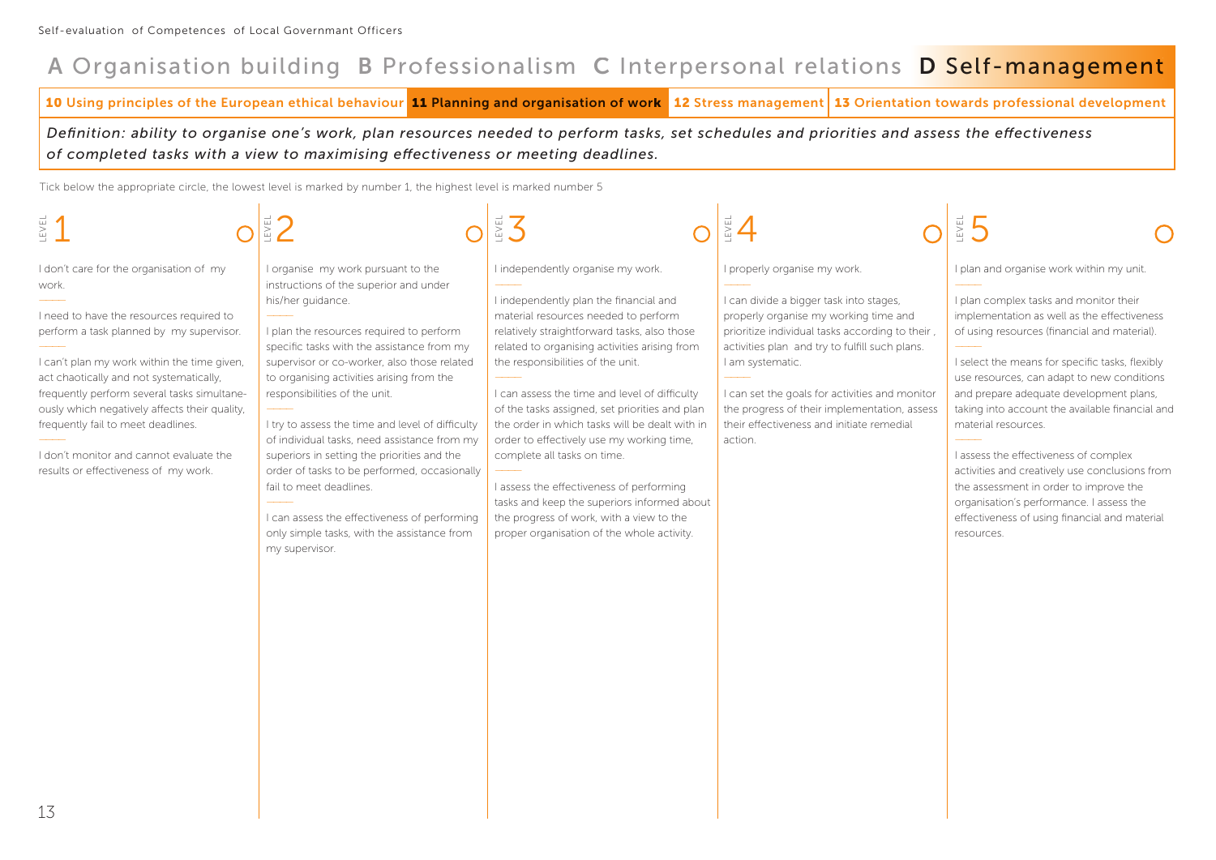# A Organisation building B Professionalism C Interpersonal relations D Self-management

**10** Using principles of the European ethical behaviour | **11 Planning and organisation of work** | **12** Stress management | **13** Orientation towards professional development

*Definition: ability to organise one's work, plan resources needed to perform tasks, set schedules and priorities and assess the effectiveness of completed tasks with a view to maximising effectiveness or meeting deadlines.*

Tick below the appropriate circle, the lowest level is marked by number 1, the highest level is marked number 5

## LEVEL 1 ○

I don't care for the organisation of my work.

I need to have the resources required to perform a task planned by my supervisor.

I can't plan my work within the time given, act chaotically and not systematically, frequently perform several tasks simultaneously which negatively affects their quality, frequently fail to meet deadlines.

I don't monitor and cannot evaluate the results or effectiveness of my work.

## LEVEL 2 ○

I organise my work pursuant to the instructions of the superior and under his/her guidance.

I plan the resources required to perform specific tasks with the assistance from my supervisor or co-worker, also those related to organising activities arising from the responsibilities of the unit.

I try to assess the time and level of difficulty of individual tasks, need assistance from my superiors in setting the priorities and the order of tasks to be performed, occasionally fail to meet deadlines.

I can assess the effectiveness of performing only simple tasks, with the assistance from my supervisor.

## LEVEL 3 ○

I independently organise my work.

I independently plan the financial and material resources needed to perform relatively straightforward tasks, also those related to organising activities arising from the responsibilities of the unit.

I can assess the time and level of difficulty of the tasks assigned, set priorities and plan the order in which tasks will be dealt with in order to effectively use my working time, complete all tasks on time.

I assess the effectiveness of performing tasks and keep the superiors informed about the progress of work, with a view to the proper organisation of the whole activity.

## LEVEL 4 ○

I properly organise my work.

I can divide a bigger task into stages, properly organise my working time and prioritize individual tasks according to their , activities plan and try to fulfill such plans. I am systematic.

I can set the goals for activities and monitor the progress of their implementation, assess their effectiveness and initiate remedial action.

## LEVEL 5 ○

I plan and organise work within my unit.

I plan complex tasks and monitor their implementation as well as the effectiveness of using resources (financial and material).

I select the means for specific tasks, flexibly use resources, can adapt to new conditions and prepare adequate development plans, taking into account the available financial and material resources.

I assess the effectiveness of complex activities and creatively use conclusions from the assessment in order to improve the organisation's performance. I assess the effectiveness of using financial and material resources.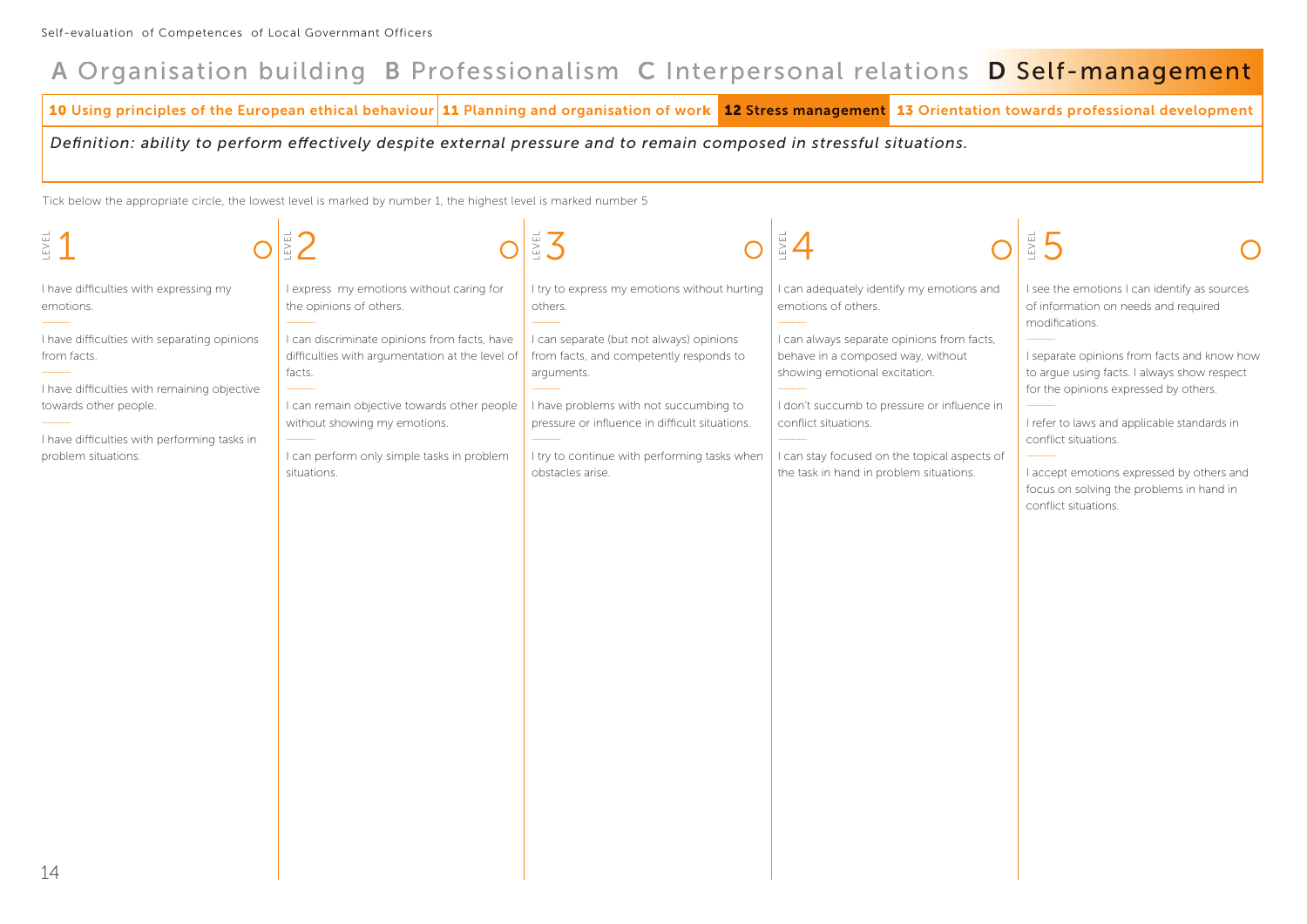## A Organisation building B Professionalism C Interpersonal relations **D Self-management**

10 Using principles of the European ethical behaviour | 11 Planning and organisation of work | **12 Stress management** | 13 Orientation towards professional development

*Definition: ability to perform effectively despite external pressure and to remain composed in stressful situations.*

Tick below the appropriate circle, the lowest level is marked by number 1, the highest level is marked number 5

| LEVEL 1 ○ | LEVEL 2 ○ | LEVEL 3 ○ | LEVEL 4 ○ | LEVEL 5 ○ |
|---|---|---|---|---|
| I have difficulties with expressing my emotions. | I express my emotions without caring for the opinions of others. | I try to express my emotions without hurting others. | I can adequately identify my emotions and emotions of others. | I see the emotions I can identify as sources of information on needs and required modifications. |
| I have difficulties with separating opinions from facts. | I can discriminate opinions from facts, have difficulties with argumentation at the level of facts. | I can separate (but not always) opinions from facts, and competently responds to arguments. | I can always separate opinions from facts, behave in a composed way, without showing emotional excitation. | I separate opinions from facts and know how to argue using facts. I always show respect for the opinions expressed by others. |
| I have difficulties with remaining objective towards other people. | I can remain objective towards other people without showing my emotions. | I have problems with not succumbing to pressure or influence in difficult situations. | I don't succumb to pressure or influence in conflict situations. | I refer to laws and applicable standards in conflict situations. |
| I have difficulties with performing tasks in problem situations. | I can perform only simple tasks in problem situations. | I try to continue with performing tasks when obstacles arise. | I can stay focused on the topical aspects of the task in hand in problem situations. | I accept emotions expressed by others and focus on solving the problems in hand in conflict situations. |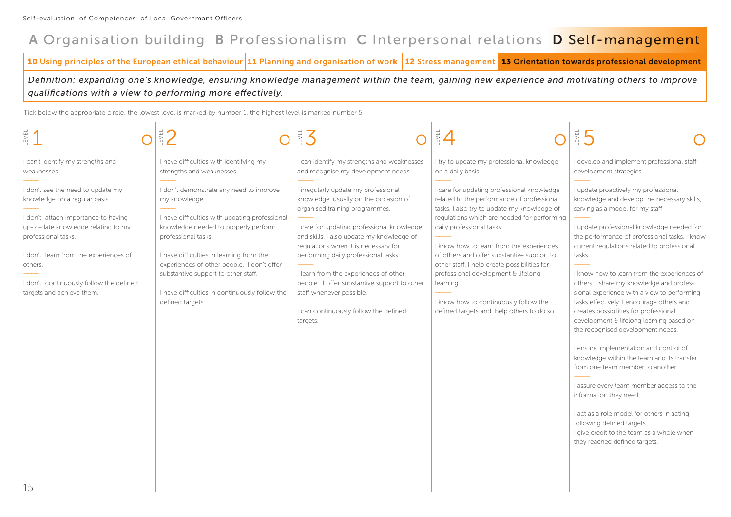# A Organisation building B Professionalism C Interpersonal relations **D Self-management**

10 Using principles of the European ethical behaviour | 11 Planning and organisation of work | 12 Stress management | **13 Orientation towards professional development**

*Definition: expanding one's knowledge, ensuring knowledge management within the team, gaining new experience and motivating others to improve qualifications with a view to performing more effectively.*

Tick below the appropriate circle, the lowest level is marked by number 1, the highest level is marked number 5

| LEVEL 1 ○ | LEVEL 2 ○ | LEVEL 3 ○ | LEVEL 4 ○ | LEVEL 5 ○ |
|---|---|---|---|---|
| I can't identify my strengths and weaknesses.<br><br>I don't see the need to update my knowledge on a regular basis.<br><br>I don't attach importance to having up-to-date knowledge relating to my professional tasks.<br><br>I don't learn from the experiences of others.<br><br>I don't continuously follow the defined targets and achieve them. | I have difficulties with identifying my strengths and weaknesses.<br><br>I don't demonstrate any need to improve my knowledge.<br><br>I have difficulties with updating professional knowledge needed to properly perform professional tasks.<br><br>I have difficulties in learning from the experiences of other people. I don't offer substantive support to other staff.<br><br>I have difficulties in continuously follow the defined targets. | I can identify my strengths and weaknesses and recognise my development needs.<br><br>I irregularly update my professional knowledge, usually on the occasion of organised training programmes.<br><br>I care for updating professional knowledge and skills. I also update my knowledge of regulations when it is necessary for performing daily professional tasks.<br><br>I learn from the experiences of other people. I offer substantive support to other staff whenever possible.<br><br>I can continuously follow the defined targets. | I try to update my professional knowledge on a daily basis.<br><br>I care for updating professional knowledge related to the performance of professional tasks. I also try to update my knowledge of regulations which are needed for performing daily professional tasks.<br><br>I know how to learn from the experiences of others and offer substantive support to other staff. I help create possibilities for professional development & lifelong learning.<br><br>I know how to continuously follow the defined targets and help others to do so. | I develop and implement professional staff development strategies.<br><br>I update proactively my professional knowledge and develop the necessary skills, serving as a model for my staff.<br><br>I update professional knowledge needed for the performance of professional tasks. I know current regulations related to professional tasks.<br><br>I know how to learn from the experiences of others. I share my knowledge and professional experience with a view to performing tasks effectively. I encourage others and creates possibilities for professional development & lifelong learning based on the recognised development needs.<br><br>I ensure implementation and control of knowledge within the team and its transfer from one team member to another.<br><br>I assure every team member access to the information they need.<br><br>I act as a role model for others in acting following defined targets.<br>I give credit to the team as a whole when they reached defined targets. |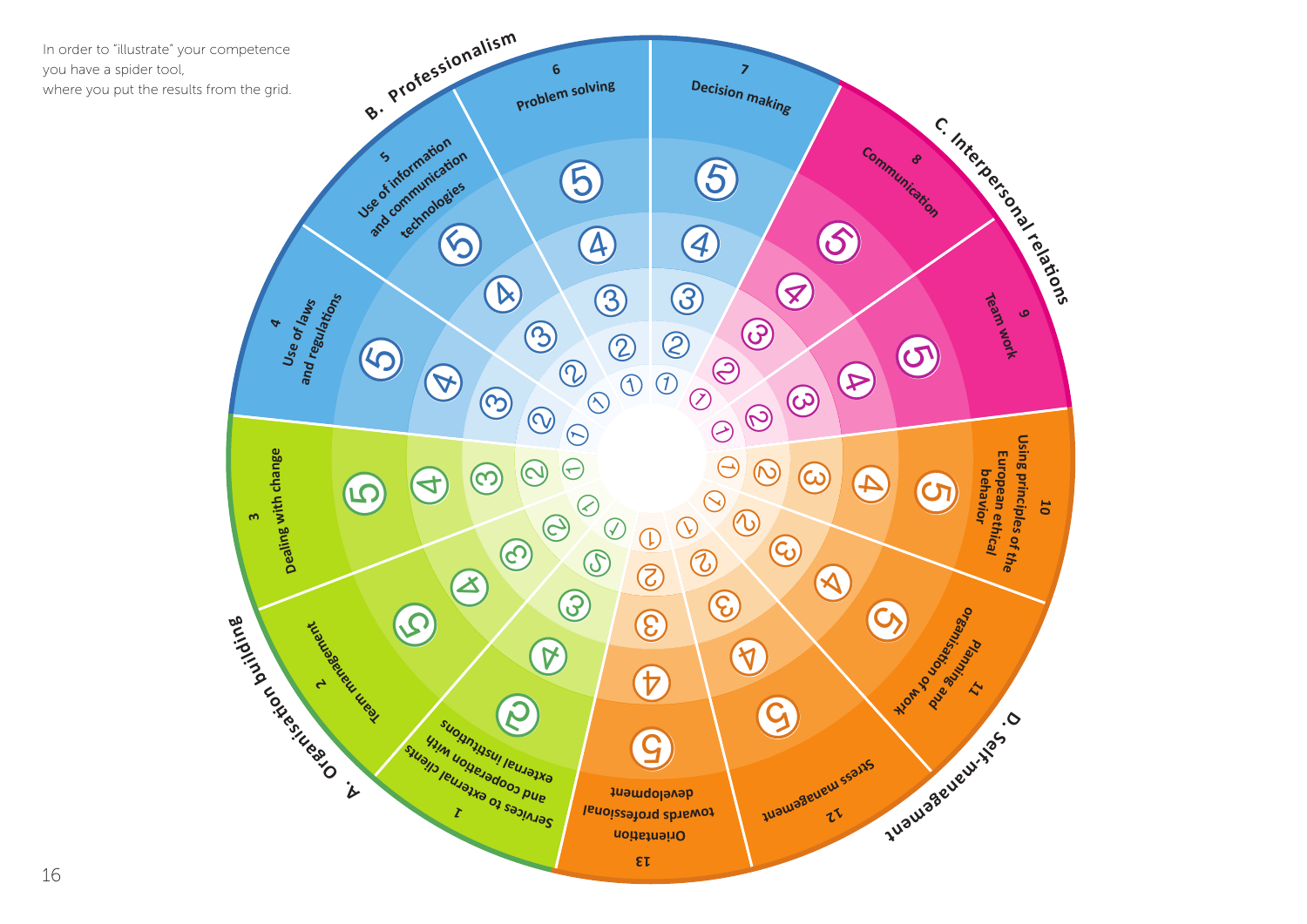In order to "illustrate" your competence
you have a spider tool,
where you put the results from the grid.

**A. Organisation building**

- 1 Services to external clients and cooperation with external institutions
- 2 Team management
- 3 Dealing with change

**B. Professionalism**

- 4 Use of laws and regulations
- 5 Use of information and communication technologies
- 6 Problem solving
- 7 Decision making

**C. Interpersonal relations**

- 8 Communication
- 9 Team work

**D. Self-management**

- 10 Using principles of the European ethical behavior
- 11 Planning and organisation of work
- 12 Stress management
- 13 Orientation towards professional development

Each competence is rated on a scale of 1 to 5.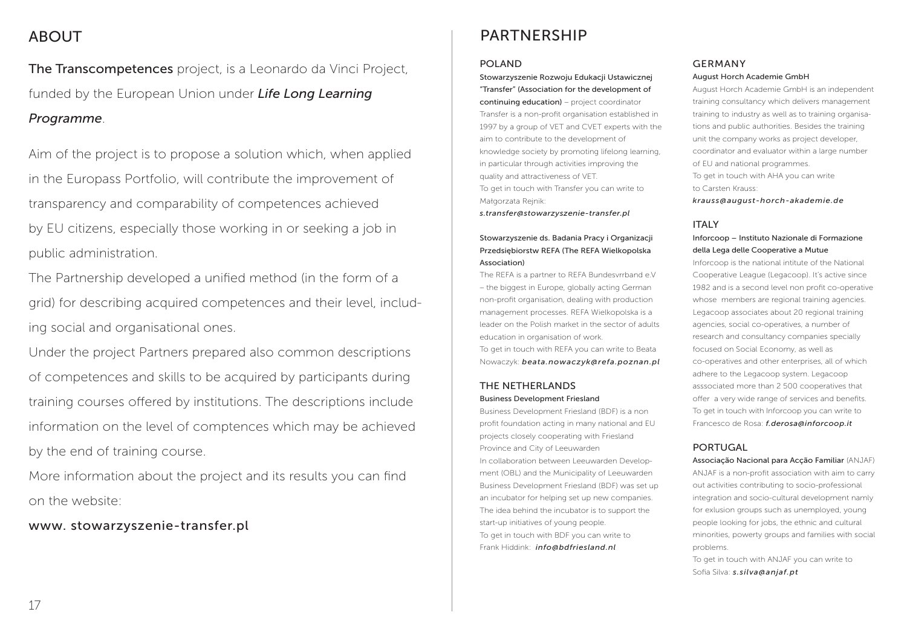# ABOUT

**The Transcompetences** project, is a Leonardo da Vinci Project, funded by the European Union under ***Life Long Learning Programme***.

Aim of the project is to propose a solution which, when applied in the Europass Portfolio, will contribute the improvement of transparency and comparability of competences achieved by EU citizens, especially those working in or seeking a job in public administration.

The Partnership developed a unified method (in the form of a grid) for describing acquired competences and their level, including social and organisational ones.

Under the project Partners prepared also common descriptions of competences and skills to be acquired by participants during training courses offered by institutions. The descriptions include information on the level of comptences which may be achieved by the end of training course.

More information about the project and its results you can find on the website:

www. stowarzyszenie-transfer.pl

# PARTNERSHIP

## POLAND

**Stowarzyszenie Rozwoju Edukacji Ustawicznej "Transfer" (Association for the development of continuing education)** – project coordinator

Transfer is a non-profit organisation established in 1997 by a group of VET and CVET experts with the aim to contribute to the development of knowledge society by promoting lifelong learning, in particular through activities improving the quality and attractiveness of VET.

To get in touch with Transfer you can write to Małgorzata Rejnik:

*s.transfer@stowarzyszenie-transfer.pl*

**Stowarzyszenie ds. Badania Pracy i Organizacji Przedsiębiorstw REFA (The REFA Wielkopolska Association)**

The REFA is a partner to REFA Bundesvrrband e.V – the biggest in Europe, globally acting German non-profit organisation, dealing with production management processes. REFA Wielkopolska is a leader on the Polish market in the sector of adults education in organisation of work.

To get in touch with REFA you can write to Beata Nowaczyk: ***beata.nowaczyk@refa.poznan.pl***

## THE NETHERLANDS

**Business Development Friesland**

Business Development Friesland (BDF) is a non profit foundation acting in many national and EU projects closely cooperating with Friesland Province and City of Leeuwarden

In collaboration between Leeuwarden Development (OBL) and the Municipality of Leeuwarden Business Development Friesland (BDF) was set up an incubator for helping set up new companies. The idea behind the incubator is to support the start-up initiatives of young people.

To get in touch with BDF you can write to Frank Hiddink: ***info@bdfriesland.nl***

## GERMANY

**August Horch Academie GmbH**

August Horch Academie GmbH is an independent training consultancy which delivers management training to industry as well as to training organisations and public authorities. Besides the training unit the company works as project developer, coordinator and evaluator within a large number of EU and national programmes.

To get in touch with AHA you can write to Carsten Krauss:

***krauss@august-horch-akademie.de***

## ITALY

**Inforcoop – Instituto Nazionale di Formazione della Lega delle Cooperative a Mutue**

Inforcoop is the national intitute of the National Cooperative League (Legacoop). It's active since 1982 and is a second level non profit co-operative whose members are regional training agencies. Legacoop associates about 20 regional training agencies, social co-operatives, a number of research and consultancy companies specially focused on Social Economy, as well as co-operatives and other enterprises, all of which adhere to the Legacoop system. Legacoop asssociated more than 2 500 cooperatives that offer a very wide range of services and benefits.

To get in touch with Inforcoop you can write to Francesco de Rosa: ***f.derosa@inforcoop.it***

## PORTUGAL

**Associação Nacional para Acção Familiar** (ANJAF)

ANJAF is a non-profit association with aim to carry out activities contributing to socio-professional integration and socio-cultural development namly for exlusion groups such as unemployed, young people looking for jobs, the ethnic and cultural minorities, powerty groups and families with social problems.

To get in touch with ANJAF you can write to Sofia Silva: ***s.silva@anjaf.pt***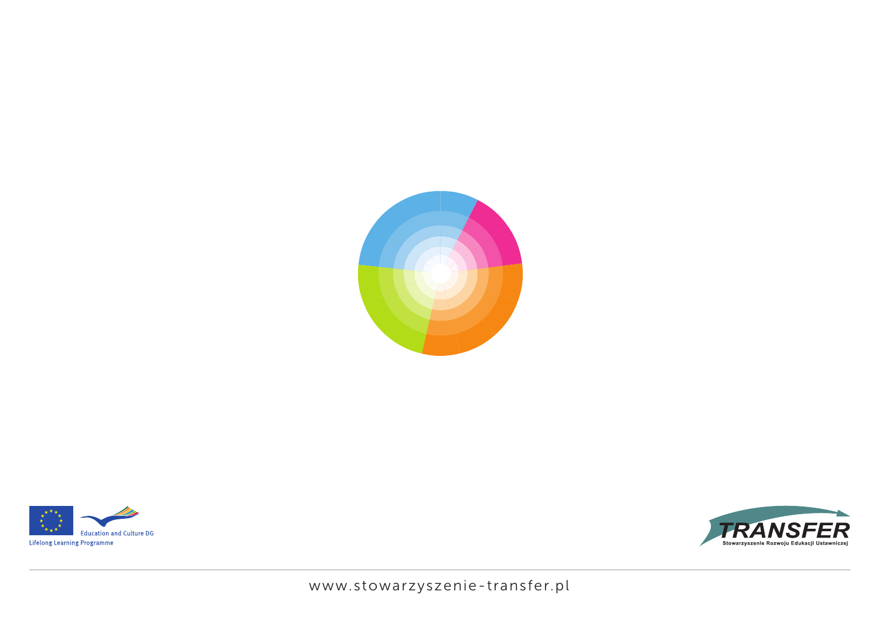Education and Culture DG

Lifelong Learning Programme

TRANSFER

Stowarzyszenie Rozwoju Edukacji Ustawniczej

www.stowarzyszenie-transfer.pl